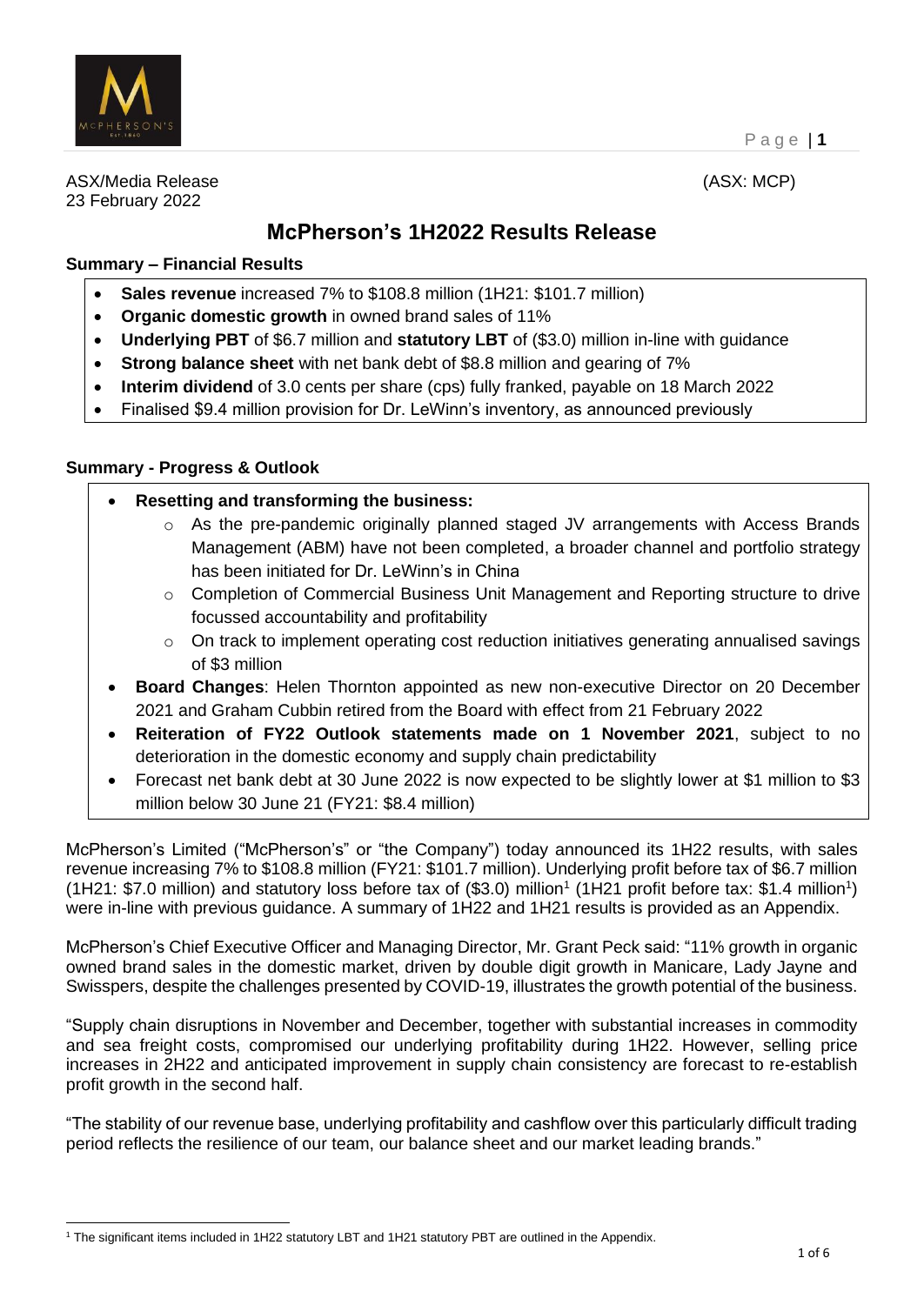ASX/Media Release
23 February 2022

(ASX: MCP)

# McPherson's 1H2022 Results Release

### Summary – Financial Results

- **Sales revenue** increased 7% to $108.8 million (1H21: $101.7 million)
- **Organic domestic growth** in owned brand sales of 11%
- **Underlying PBT** of $6.7 million and **statutory LBT** of ($3.0) million in-line with guidance
- **Strong balance sheet** with net bank debt of $8.8 million and gearing of 7%
- **Interim dividend** of 3.0 cents per share (cps) fully franked, payable on 18 March 2022
- Finalised $9.4 million provision for Dr. LeWinn's inventory, as announced previously

### Summary - Progress & Outlook

- **Resetting and transforming the business:**
  - As the pre-pandemic originally planned staged JV arrangements with Access Brands Management (ABM) have not been completed, a broader channel and portfolio strategy has been initiated for Dr. LeWinn's in China
  - Completion of Commercial Business Unit Management and Reporting structure to drive focussed accountability and profitability
  - On track to implement operating cost reduction initiatives generating annualised savings of $3 million
- **Board Changes**: Helen Thornton appointed as new non-executive Director on 20 December 2021 and Graham Cubbin retired from the Board with effect from 21 February 2022
- **Reiteration of FY22 Outlook statements made on 1 November 2021**, subject to no deterioration in the domestic economy and supply chain predictability
- Forecast net bank debt at 30 June 2022 is now expected to be slightly lower at $1 million to $3 million below 30 June 21 (FY21: $8.4 million)

McPherson's Limited ("McPherson's" or "the Company") today announced its 1H22 results, with sales revenue increasing 7% to $108.8 million (FY21: $101.7 million). Underlying profit before tax of $6.7 million (1H21: $7.0 million) and statutory loss before tax of ($3.0) million[1] (1H21 profit before tax: $1.4 million[1]) were in-line with previous guidance. A summary of 1H22 and 1H21 results is provided as an Appendix.

McPherson's Chief Executive Officer and Managing Director, Mr. Grant Peck said: "11% growth in organic owned brand sales in the domestic market, driven by double digit growth in Manicare, Lady Jayne and Swisspers, despite the challenges presented by COVID-19, illustrates the growth potential of the business.

"Supply chain disruptions in November and December, together with substantial increases in commodity and sea freight costs, compromised our underlying profitability during 1H22. However, selling price increases in 2H22 and anticipated improvement in supply chain consistency are forecast to re-establish profit growth in the second half.

"The stability of our revenue base, underlying profitability and cashflow over this particularly difficult trading period reflects the resilience of our team, our balance sheet and our market leading brands."

[1] The significant items included in 1H22 statutory LBT and 1H21 statutory PBT are outlined in the Appendix.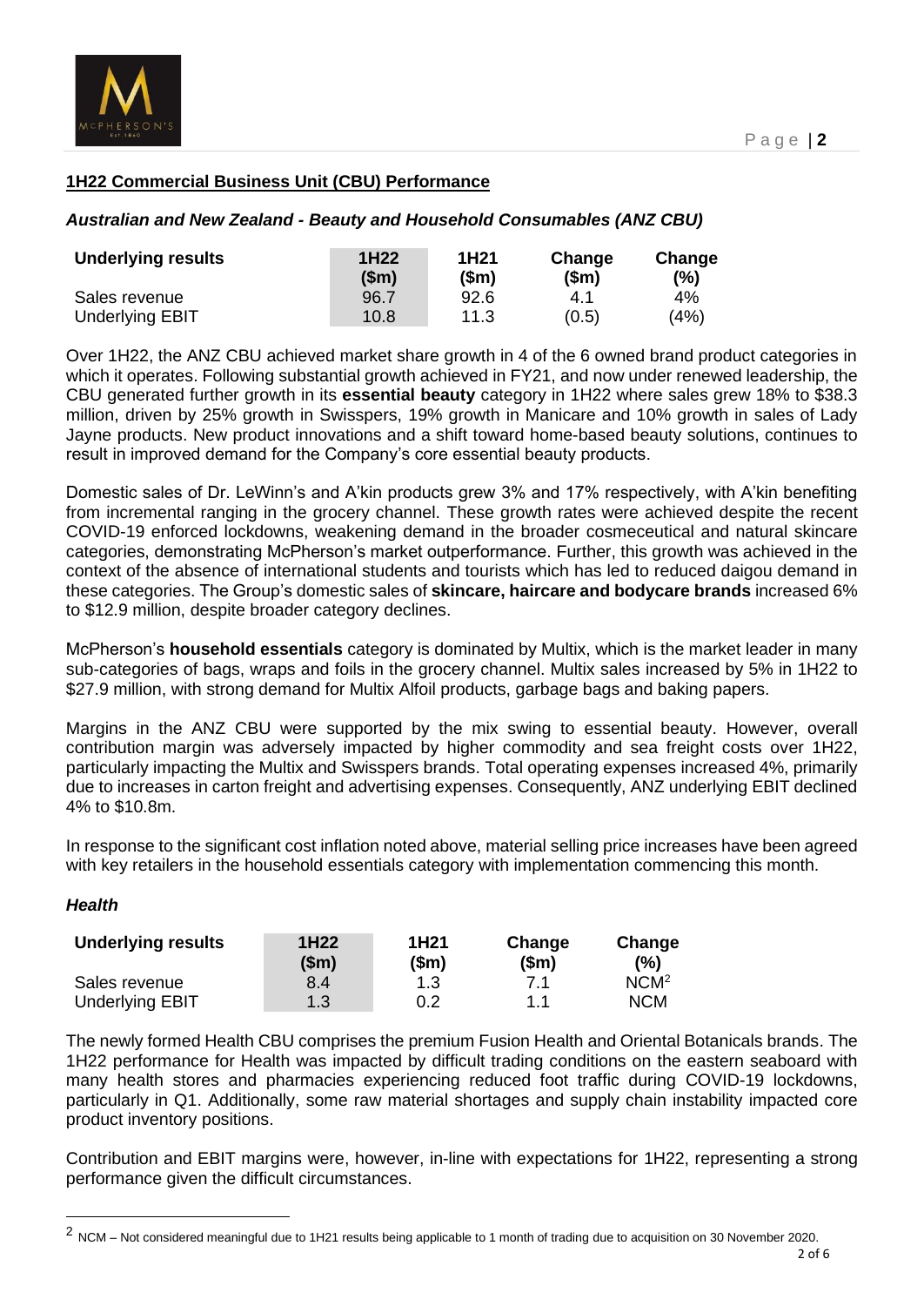## 1H22 Commercial Business Unit (CBU) Performance

### *Australian and New Zealand - Beauty and Household Consumables (ANZ CBU)*

| Underlying results | 1H22 ($m) | 1H21 ($m) | Change ($m) | Change (%) |
|---|---|---|---|---|
| Sales revenue | 96.7 | 92.6 | 4.1 | 4% |
| Underlying EBIT | 10.8 | 11.3 | (0.5) | (4%) |

Over 1H22, the ANZ CBU achieved market share growth in 4 of the 6 owned brand product categories in which it operates. Following substantial growth achieved in FY21, and now under renewed leadership, the CBU generated further growth in its **essential beauty** category in 1H22 where sales grew 18% to $38.3 million, driven by 25% growth in Swisspers, 19% growth in Manicare and 10% growth in sales of Lady Jayne products. New product innovations and a shift toward home-based beauty solutions, continues to result in improved demand for the Company's core essential beauty products.

Domestic sales of Dr. LeWinn's and A'kin products grew 3% and 17% respectively, with A'kin benefiting from incremental ranging in the grocery channel. These growth rates were achieved despite the recent COVID-19 enforced lockdowns, weakening demand in the broader cosmeceutical and natural skincare categories, demonstrating McPherson's market outperformance. Further, this growth was achieved in the context of the absence of international students and tourists which has led to reduced daigou demand in these categories. The Group's domestic sales of **skincare, haircare and bodycare brands** increased 6% to $12.9 million, despite broader category declines.

McPherson's **household essentials** category is dominated by Multix, which is the market leader in many sub-categories of bags, wraps and foils in the grocery channel. Multix sales increased by 5% in 1H22 to $27.9 million, with strong demand for Multix Alfoil products, garbage bags and baking papers.

Margins in the ANZ CBU were supported by the mix swing to essential beauty. However, overall contribution margin was adversely impacted by higher commodity and sea freight costs over 1H22, particularly impacting the Multix and Swisspers brands. Total operating expenses increased 4%, primarily due to increases in carton freight and advertising expenses. Consequently, ANZ underlying EBIT declined 4% to $10.8m.

In response to the significant cost inflation noted above, material selling price increases have been agreed with key retailers in the household essentials category with implementation commencing this month.

### *Health*

| Underlying results | 1H22 ($m) | 1H21 ($m) | Change ($m) | Change (%) |
|---|---|---|---|---|
| Sales revenue | 8.4 | 1.3 | 7.1 | NCM[2] |
| Underlying EBIT | 1.3 | 0.2 | 1.1 | NCM |

The newly formed Health CBU comprises the premium Fusion Health and Oriental Botanicals brands. The 1H22 performance for Health was impacted by difficult trading conditions on the eastern seaboard with many health stores and pharmacies experiencing reduced foot traffic during COVID-19 lockdowns, particularly in Q1. Additionally, some raw material shortages and supply chain instability impacted core product inventory positions.

Contribution and EBIT margins were, however, in-line with expectations for 1H22, representing a strong performance given the difficult circumstances.

[2] NCM – Not considered meaningful due to 1H21 results being applicable to 1 month of trading due to acquisition on 30 November 2020.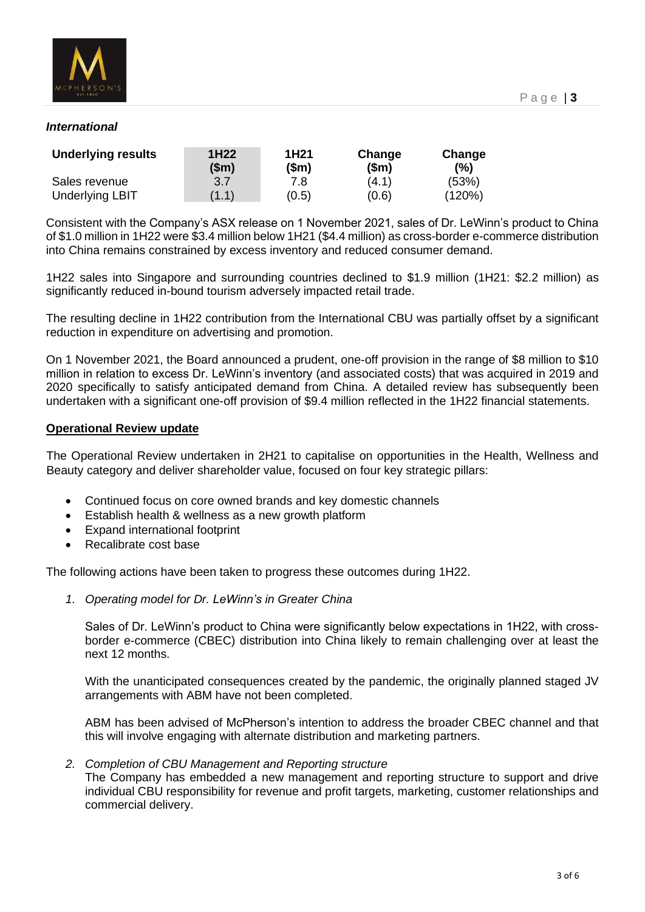***International***

| Underlying results | 1H22 ($m) | 1H21 ($m) | Change ($m) | Change (%) |
|---|---|---|---|---|
| Sales revenue | 3.7 | 7.8 | (4.1) | (53%) |
| Underlying LBIT | (1.1) | (0.5) | (0.6) | (120%) |

Consistent with the Company's ASX release on 1 November 2021, sales of Dr. LeWinn's product to China of $1.0 million in 1H22 were $3.4 million below 1H21 ($4.4 million) as cross-border e-commerce distribution into China remains constrained by excess inventory and reduced consumer demand.

1H22 sales into Singapore and surrounding countries declined to $1.9 million (1H21: $2.2 million) as significantly reduced in-bound tourism adversely impacted retail trade.

The resulting decline in 1H22 contribution from the International CBU was partially offset by a significant reduction in expenditure on advertising and promotion.

On 1 November 2021, the Board announced a prudent, one-off provision in the range of $8 million to $10 million in relation to excess Dr. LeWinn's inventory (and associated costs) that was acquired in 2019 and 2020 specifically to satisfy anticipated demand from China. A detailed review has subsequently been undertaken with a significant one-off provision of $9.4 million reflected in the 1H22 financial statements.

**Operational Review update**

The Operational Review undertaken in 2H21 to capitalise on opportunities in the Health, Wellness and Beauty category and deliver shareholder value, focused on four key strategic pillars:

- Continued focus on core owned brands and key domestic channels
- Establish health & wellness as a new growth platform
- Expand international footprint
- Recalibrate cost base

The following actions have been taken to progress these outcomes during 1H22.

1. *Operating model for Dr. LeWinn's in Greater China*

   Sales of Dr. LeWinn's product to China were significantly below expectations in 1H22, with cross-border e-commerce (CBEC) distribution into China likely to remain challenging over at least the next 12 months.

   With the unanticipated consequences created by the pandemic, the originally planned staged JV arrangements with ABM have not been completed.

   ABM has been advised of McPherson's intention to address the broader CBEC channel and that this will involve engaging with alternate distribution and marketing partners.

2. *Completion of CBU Management and Reporting structure*
   The Company has embedded a new management and reporting structure to support and drive individual CBU responsibility for revenue and profit targets, marketing, customer relationships and commercial delivery.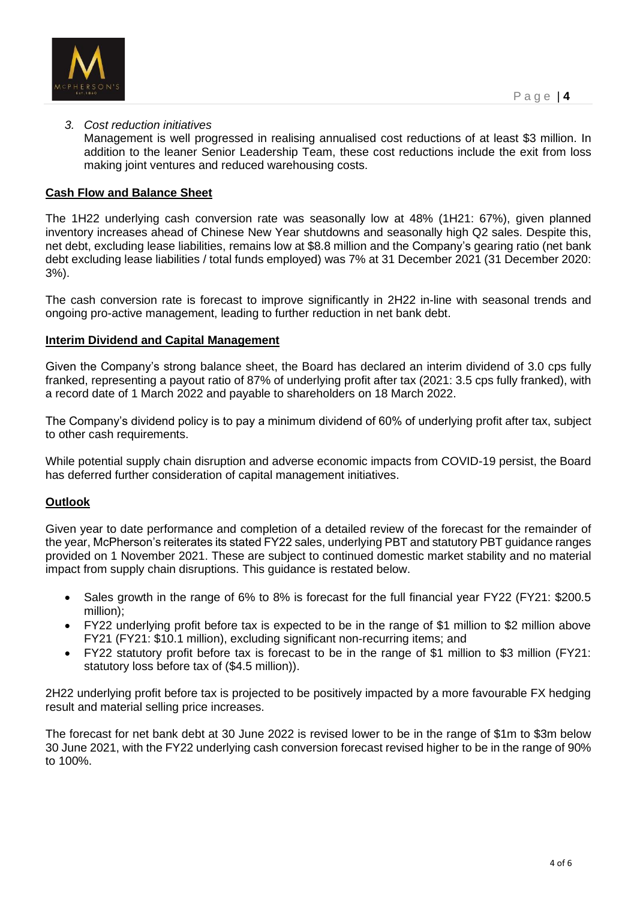3. *Cost reduction initiatives*
   Management is well progressed in realising annualised cost reductions of at least $3 million. In addition to the leaner Senior Leadership Team, these cost reductions include the exit from loss making joint ventures and reduced warehousing costs.

**Cash Flow and Balance Sheet**

The 1H22 underlying cash conversion rate was seasonally low at 48% (1H21: 67%), given planned inventory increases ahead of Chinese New Year shutdowns and seasonally high Q2 sales. Despite this, net debt, excluding lease liabilities, remains low at $8.8 million and the Company's gearing ratio (net bank debt excluding lease liabilities / total funds employed) was 7% at 31 December 2021 (31 December 2020: 3%).

The cash conversion rate is forecast to improve significantly in 2H22 in-line with seasonal trends and ongoing pro-active management, leading to further reduction in net bank debt.

**Interim Dividend and Capital Management**

Given the Company's strong balance sheet, the Board has declared an interim dividend of 3.0 cps fully franked, representing a payout ratio of 87% of underlying profit after tax (2021: 3.5 cps fully franked), with a record date of 1 March 2022 and payable to shareholders on 18 March 2022.

The Company's dividend policy is to pay a minimum dividend of 60% of underlying profit after tax, subject to other cash requirements.

While potential supply chain disruption and adverse economic impacts from COVID-19 persist, the Board has deferred further consideration of capital management initiatives.

**Outlook**

Given year to date performance and completion of a detailed review of the forecast for the remainder of the year, McPherson's reiterates its stated FY22 sales, underlying PBT and statutory PBT guidance ranges provided on 1 November 2021. These are subject to continued domestic market stability and no material impact from supply chain disruptions. This guidance is restated below.

- Sales growth in the range of 6% to 8% is forecast for the full financial year FY22 (FY21: $200.5 million);
- FY22 underlying profit before tax is expected to be in the range of $1 million to $2 million above FY21 (FY21: $10.1 million), excluding significant non-recurring items; and
- FY22 statutory profit before tax is forecast to be in the range of $1 million to $3 million (FY21: statutory loss before tax of ($4.5 million)).

2H22 underlying profit before tax is projected to be positively impacted by a more favourable FX hedging result and material selling price increases.

The forecast for net bank debt at 30 June 2022 is revised lower to be in the range of $1m to $3m below 30 June 2021, with the FY22 underlying cash conversion forecast revised higher to be in the range of 90% to 100%.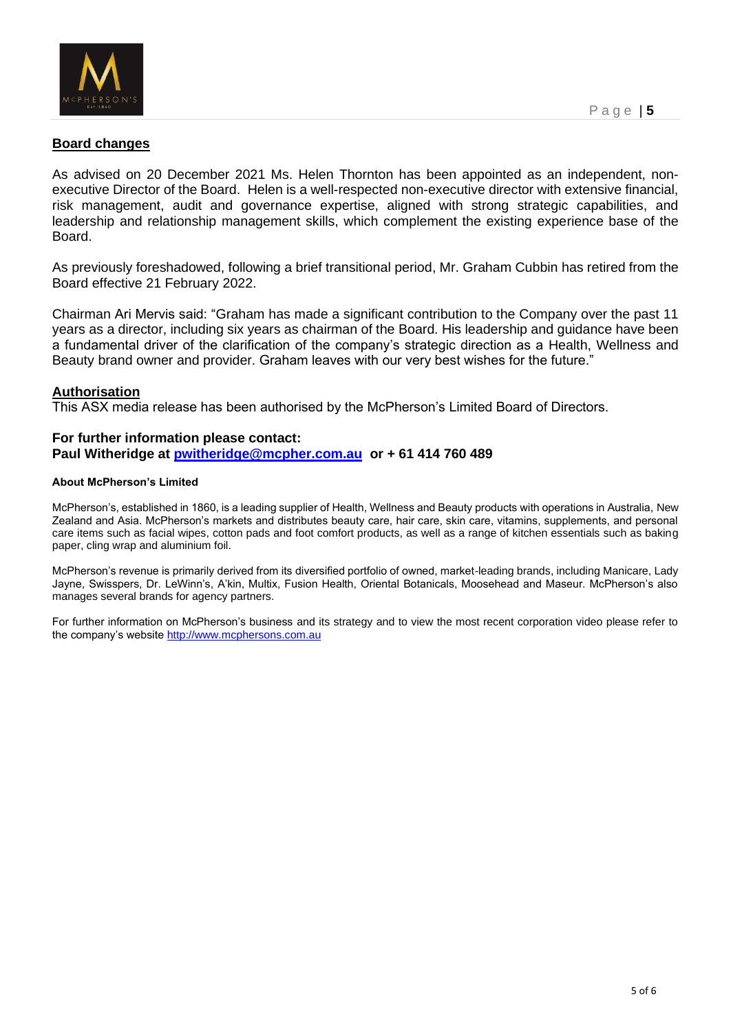## Board changes

As advised on 20 December 2021 Ms. Helen Thornton has been appointed as an independent, non-executive Director of the Board. Helen is a well-respected non-executive director with extensive financial, risk management, audit and governance expertise, aligned with strong strategic capabilities, and leadership and relationship management skills, which complement the existing experience base of the Board.

As previously foreshadowed, following a brief transitional period, Mr. Graham Cubbin has retired from the Board effective 21 February 2022.

Chairman Ari Mervis said: "Graham has made a significant contribution to the Company over the past 11 years as a director, including six years as chairman of the Board. His leadership and guidance have been a fundamental driver of the clarification of the company's strategic direction as a Health, Wellness and Beauty brand owner and provider. Graham leaves with our very best wishes for the future."

## Authorisation

This ASX media release has been authorised by the McPherson's Limited Board of Directors.

**For further information please contact:**
**Paul Witheridge at [pwitheridge@mcpher.com.au](mailto:pwitheridge@mcpher.com.au) or + 61 414 760 489**

#### About McPherson's Limited

McPherson's, established in 1860, is a leading supplier of Health, Wellness and Beauty products with operations in Australia, New Zealand and Asia. McPherson's markets and distributes beauty care, hair care, skin care, vitamins, supplements, and personal care items such as facial wipes, cotton pads and foot comfort products, as well as a range of kitchen essentials such as baking paper, cling wrap and aluminium foil.

McPherson's revenue is primarily derived from its diversified portfolio of owned, market-leading brands, including Manicare, Lady Jayne, Swisspers, Dr. LeWinn's, A'kin, Multix, Fusion Health, Oriental Botanicals, Moosehead and Maseur. McPherson's also manages several brands for agency partners.

For further information on McPherson's business and its strategy and to view the most recent corporation video please refer to the company's website [http://www.mcphersons.com.au](http://www.mcphersons.com.au)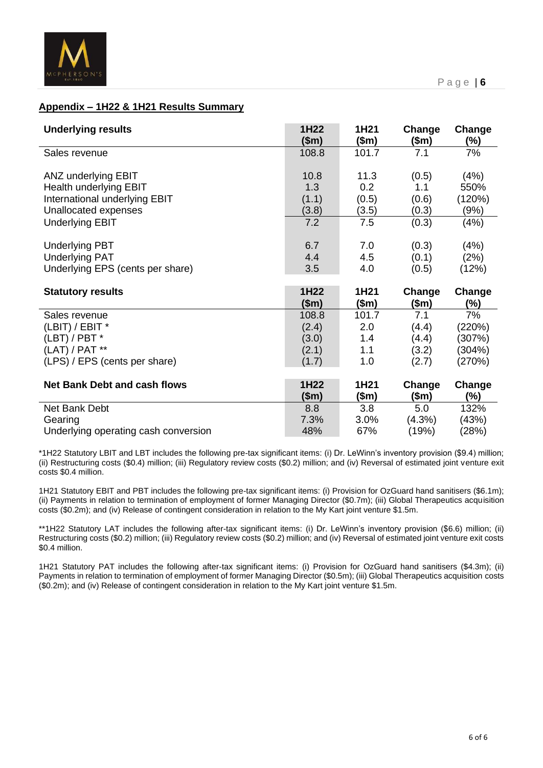## Appendix – 1H22 & 1H21 Results Summary

| Underlying results | 1H22 ($m) | 1H21 ($m) | Change ($m) | Change (%) |
|---|---|---|---|---|
| Sales revenue | 108.8 | 101.7 | 7.1 | 7% |
| ANZ underlying EBIT | 10.8 | 11.3 | (0.5) | (4%) |
| Health underlying EBIT | 1.3 | 0.2 | 1.1 | 550% |
| International underlying EBIT | (1.1) | (0.5) | (0.6) | (120%) |
| Unallocated expenses | (3.8) | (3.5) | (0.3) | (9%) |
| Underlying EBIT | 7.2 | 7.5 | (0.3) | (4%) |
| Underlying PBT | 6.7 | 7.0 | (0.3) | (4%) |
| Underlying PAT | 4.4 | 4.5 | (0.1) | (2%) |
| Underlying EPS (cents per share) | 3.5 | 4.0 | (0.5) | (12%) |

| Statutory results | 1H22 ($m) | 1H21 ($m) | Change ($m) | Change (%) |
|---|---|---|---|---|
| Sales revenue | 108.8 | 101.7 | 7.1 | 7% |
| (LBIT) / EBIT * | (2.4) | 2.0 | (4.4) | (220%) |
| (LBT) / PBT * | (3.0) | 1.4 | (4.4) | (307%) |
| (LAT) / PAT ** | (2.1) | 1.1 | (3.2) | (304%) |
| (LPS) / EPS (cents per share) | (1.7) | 1.0 | (2.7) | (270%) |

| Net Bank Debt and cash flows | 1H22 ($m) | 1H21 ($m) | Change ($m) | Change (%) |
|---|---|---|---|---|
| Net Bank Debt | 8.8 | 3.8 | 5.0 | 132% |
| Gearing | 7.3% | 3.0% | (4.3%) | (43%) |
| Underlying operating cash conversion | 48% | 67% | (19%) | (28%) |

*1H22 Statutory LBIT and LBT includes the following pre-tax significant items: (i) Dr. LeWinn's inventory provision ($9.4) million; (ii) Restructuring costs ($0.4) million; (iii) Regulatory review costs ($0.2) million; and (iv) Reversal of estimated joint venture exit costs $0.4 million.

1H21 Statutory EBIT and PBT includes the following pre-tax significant items: (i) Provision for OzGuard hand sanitisers ($6.1m); (ii) Payments in relation to termination of employment of former Managing Director ($0.7m); (iii) Global Therapeutics acquisition costs ($0.2m); and (iv) Release of contingent consideration in relation to the My Kart joint venture $1.5m.

**1H22 Statutory LAT includes the following after-tax significant items: (i) Dr. LeWinn's inventory provision ($6.6) million; (ii) Restructuring costs ($0.2) million; (iii) Regulatory review costs ($0.2) million; and (iv) Reversal of estimated joint venture exit costs $0.4 million.

1H21 Statutory PAT includes the following after-tax significant items: (i) Provision for OzGuard hand sanitisers ($4.3m); (ii) Payments in relation to termination of employment of former Managing Director ($0.5m); (iii) Global Therapeutics acquisition costs ($0.2m); and (iv) Release of contingent consideration in relation to the My Kart joint venture $1.5m.